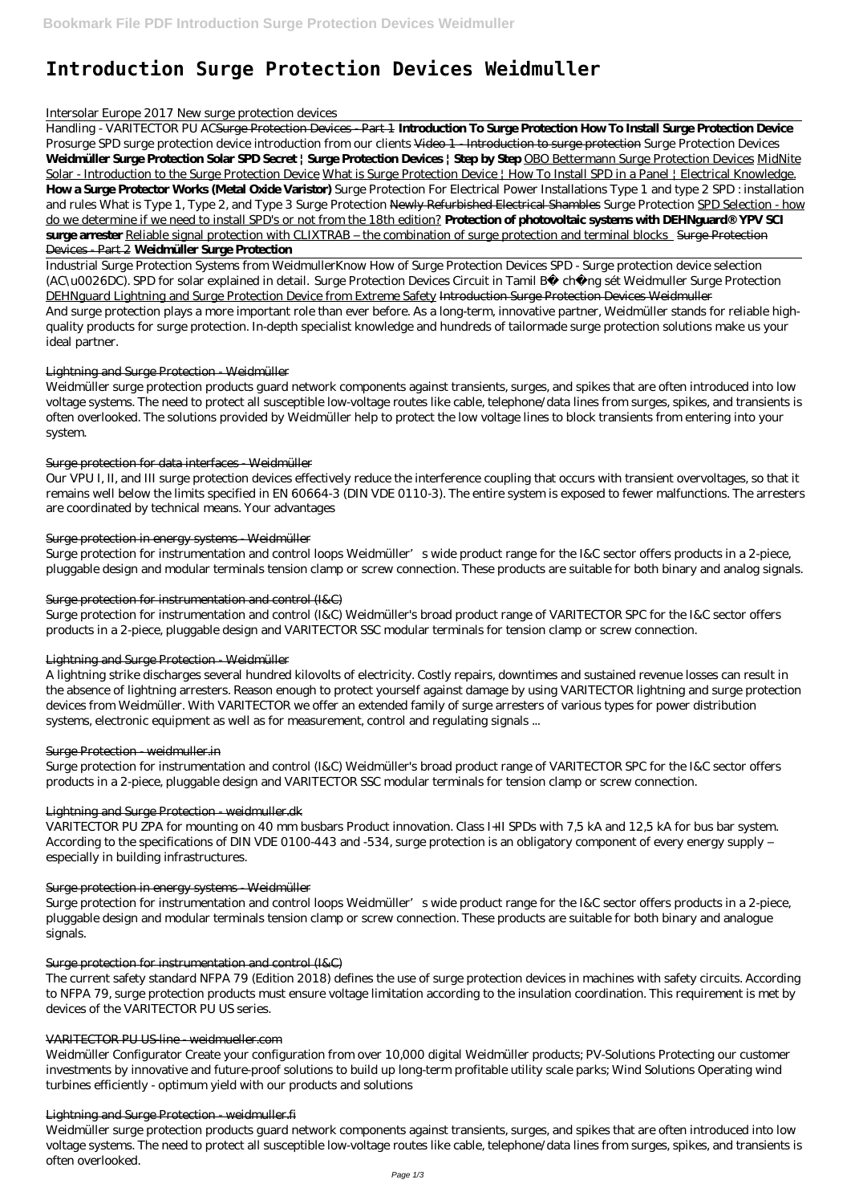# Introduction Surge Protection Devices Weidmuller

*Intersolar Europe 2017 New surge protection devices*

Handling - VARITECTOR PU AC Surge Protection Devices - Part 1 **Introduction To Surge Protection How To Install Surge Protection Device** *Prosurge SPD surge protection device introduction from our clients* Video 1 - Introduction to surge protection *Surge Protection Devices* **Weidmüller Surge Protection Solar SPD Secret | Surge Protection Devices | Step by Step** OBO Bettermann Surge Protection Devices MidNite Solar - Introduction to the Surge Protection Device What is Surge Protection Device | How To Install SPD in a Panel | Electrical Knowledge. **How a Surge Protector Works (Metal Oxide Varistor)** *Surge Protection For Electrical Power Installations Type 1 and type 2 SPD : installation and rules What is Type 1, Type 2, and Type 3 Surge Protection* Newly Refurbished Electrical Shambles *Surge Protection* SPD Selection - how do we determine if we need to install SPD's or not from the 18th edition? **Protection of photovoltaic systems with DEHNguard® YPV SCI surge arrester** Reliable signal protection with CLIXTRAB – the combination of surge protection and terminal blocks Surge Protection Devices - Part 2 **Weidmüller Surge Protection**

Industrial Surge Protection Systems from Weidmuller*Know How of Surge Protection Devices SPD - Surge protection device selection (AC\u0026DC). SPD for solar explained in detail. Surge Protection Devices Circuit in Tamil Bộ chống sét Weidmuller Surge Protection* DEHNguard Lightning and Surge Protection Device from Extreme Safety Introduction Surge Protection Devices Weidmuller

And surge protection plays a more important role than ever before. As a long-term, innovative partner, Weidmüller stands for reliable high-quality products for surge protection. In-depth specialist knowledge and hundreds of tailormade surge protection solutions make us your ideal partner.

## Lightning and Surge Protection - Weidmüller

Weidmüller surge protection products guard network components against transients, surges, and spikes that are often introduced into low voltage systems. The need to protect all susceptible low-voltage routes like cable, telephone/data lines from surges, spikes, and transients is often overlooked. The solutions provided by Weidmüller help to protect the low voltage lines to block transients from entering into your system.

## Surge protection for data interfaces - Weidmüller

Our VPU I, II, and III surge protection devices effectively reduce the interference coupling that occurs with transient overvoltages, so that it remains well below the limits specified in EN 60664-3 (DIN VDE 0110-3). The entire system is exposed to fewer malfunctions. The arresters are coordinated by technical means. Your advantages

## Surge protection in energy systems - Weidmüller

Surge protection for instrumentation and control loops Weidmüller's wide product range for the I&C sector offers products in a 2-piece, pluggable design and modular terminals tension clamp or screw connection. These products are suitable for both binary and analog signals.

## Surge protection for instrumentation and control (I&C)

Surge protection for instrumentation and control (I&C) Weidmüller's broad product range of VARITECTOR SPC for the I&C sector offers products in a 2-piece, pluggable design and VARITECTOR SSC modular terminals for tension clamp or screw connection.

## Lightning and Surge Protection - Weidmüller

A lightning strike discharges several hundred kilovolts of electricity. Costly repairs, downtimes and sustained revenue losses can result in the absence of lightning arresters. Reason enough to protect yourself against damage by using VARITECTOR lightning and surge protection devices from Weidmüller. With VARITECTOR we offer an extended family of surge arresters of various types for power distribution systems, electronic equipment as well as for measurement, control and regulating signals ...

## Surge Protection - weidmuller.in

Surge protection for instrumentation and control (I&C) Weidmüller's broad product range of VARITECTOR SPC for the I&C sector offers products in a 2-piece, pluggable design and VARITECTOR SSC modular terminals for tension clamp or screw connection.

## Lightning and Surge Protection - weidmuller.dk

VARITECTOR PU ZPA for mounting on 40 mm busbars Product innovation. Class I+II SPDs with 7,5 kA and 12,5 kA for bus bar system. According to the specifications of DIN VDE 0100-443 and -534, surge protection is an obligatory component of every energy supply – especially in building infrastructures.

## Surge protection in energy systems - Weidmüller

Surge protection for instrumentation and control loops Weidmüller's wide product range for the I&C sector offers products in a 2-piece, pluggable design and modular terminals tension clamp or screw connection. These products are suitable for both binary and analogue signals.

## Surge protection for instrumentation and control (I&C)

The current safety standard NFPA 79 (Edition 2018) defines the use of surge protection devices in machines with safety circuits. According to NFPA 79, surge protection products must ensure voltage limitation according to the insulation coordination. This requirement is met by devices of the VARITECTOR PU US series.

## VARITECTOR PU US-line - weidmueller.com

Weidmüller Configurator Create your configuration from over 10,000 digital Weidmüller products; PV-Solutions Protecting our customer investments by innovative and future-proof solutions to build up long-term profitable utility scale parks; Wind Solutions Operating wind turbines efficiently - optimum yield with our products and solutions

## Lightning and Surge Protection - weidmuller.fi

Weidmüller surge protection products guard network components against transients, surges, and spikes that are often introduced into low voltage systems. The need to protect all susceptible low-voltage routes like cable, telephone/data lines from surges, spikes, and transients is often overlooked.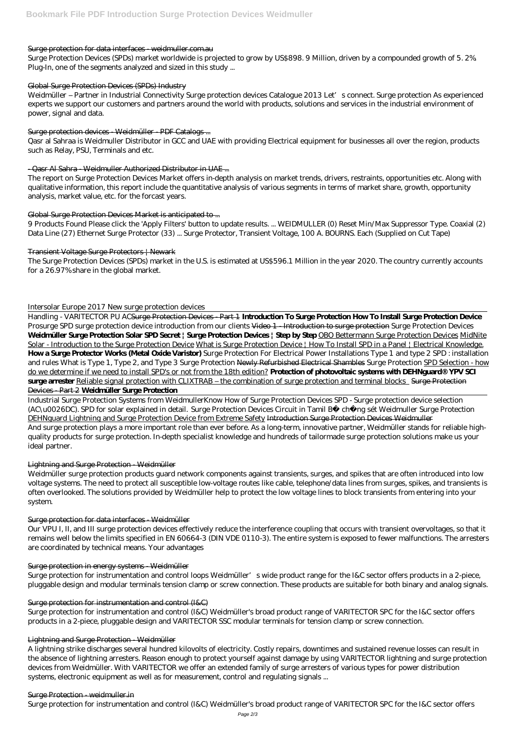Surge protection for data interfaces - weidmuller.com.au

Surge Protection Devices (SPDs) market worldwide is projected to grow by US$898. 9 Million, driven by a compounded growth of 5. 2%. Plug-In, one of the segments analyzed and sized in this study ...

Global Surge Protection Devices (SPDs) Industry

Weidmüller – Partner in Industrial Connectivity Surge protection devices Catalogue 2013 Let's connect. Surge protection As experienced experts we support our customers and partners around the world with products, solutions and services in the industrial environment of power, signal and data.

Surge protection devices - Weidmüller - PDF Catalogs ...

Qasr al Sahraa is Weidmuller Distributor in GCC and UAE with providing Electrical equipment for businesses all over the region, products such as Relay, PSU, Terminals and etc.

- Qasr Al Sahra - Weidmuller Authorized Distributor in UAE ...

The report on Surge Protection Devices Market offers in-depth analysis on market trends, drivers, restraints, opportunities etc. Along with qualitative information, this report include the quantitative analysis of various segments in terms of market share, growth, opportunity analysis, market value, etc. for the forcast years.

Global Surge Protection Devices Market is anticipated to ...

9 Products Found Please click the 'Apply Filters' button to update results. ... WEIDMULLER (0) Reset Min/Max Suppressor Type. Coaxial (2) Data Line (27) Ethernet Surge Protector (33) ... Surge Protector, Transient Voltage, 100 A. BOURNS. Each (Supplied on Cut Tape)

Transient Voltage Surge Protectors | Newark

The Surge Protection Devices (SPDs) market in the U.S. is estimated at US$596.1 Million in the year 2020. The country currently accounts for a 26.97% share in the global market.

*Intersolar Europe 2017 New surge protection devices*

Handling - VARITECTOR PU AC Surge Protection Devices - Part 1 **Introduction To Surge Protection How To Install Surge Protection Device** *Prosurge SPD surge protection device introduction from our clients* Video 1 - Introduction to surge protection *Surge Protection Devices* **Weidmüller Surge Protection Solar SPD Secret | Surge Protection Devices | Step by Step** OBO Bettermann Surge Protection Devices MidNite Solar - Introduction to the Surge Protection Device What is Surge Protection Device | How To Install SPD in a Panel | Electrical Knowledge. **How a Surge Protector Works (Metal Oxide Varistor)** *Surge Protection For Electrical Power Installations Type 1 and type 2 SPD : installation and rules What is Type 1, Type 2, and Type 3 Surge Protection* Newly Refurbished Electrical Shambles *Surge Protection* SPD Selection - how do we determine if we need to install SPD's or not from the 18th edition? **Protection of photovoltaic systems with DEHNguard® YPV SCI surge arrester** Reliable signal protection with CLIXTRAB – the combination of surge protection and terminal blocks Surge Protection Devices - Part 2 **Weidmüller Surge Protection**

Industrial Surge Protection Systems from Weidmuller*Know How of Surge Protection Devices SPD - Surge protection device selection (AC\u0026DC). SPD for solar explained in detail. Surge Protection Devices Circuit in Tamil Bộ chống sét Weidmuller Surge Protection* DEHNguard Lightning and Surge Protection Device from Extreme Safety Introduction Surge Protection Devices Weidmuller

And surge protection plays a more important role than ever before. As a long-term, innovative partner, Weidmüller stands for reliable high-quality products for surge protection. In-depth specialist knowledge and hundreds of tailormade surge protection solutions make us your ideal partner.

Lightning and Surge Protection - Weidmüller

Weidmüller surge protection products guard network components against transients, surges, and spikes that are often introduced into low voltage systems. The need to protect all susceptible low-voltage routes like cable, telephone/data lines from surges, spikes, and transients is often overlooked. The solutions provided by Weidmüller help to protect the low voltage lines to block transients from entering into your system.

Surge protection for data interfaces - Weidmüller

Our VPU I, II, and III surge protection devices effectively reduce the interference coupling that occurs with transient overvoltages, so that it remains well below the limits specified in EN 60664-3 (DIN VDE 0110-3). The entire system is exposed to fewer malfunctions. The arresters are coordinated by technical means. Your advantages

Surge protection in energy systems - Weidmüller

Surge protection for instrumentation and control loops Weidmüller's wide product range for the I&C sector offers products in a 2-piece, pluggable design and modular terminals tension clamp or screw connection. These products are suitable for both binary and analog signals.

Surge protection for instrumentation and control (I&C)

Surge protection for instrumentation and control (I&C) Weidmüller's broad product range of VARITECTOR SPC for the I&C sector offers products in a 2-piece, pluggable design and VARITECTOR SSC modular terminals for tension clamp or screw connection.

Lightning and Surge Protection - Weidmüller

A lightning strike discharges several hundred kilovolts of electricity. Costly repairs, downtimes and sustained revenue losses can result in the absence of lightning arresters. Reason enough to protect yourself against damage by using VARITECTOR lightning and surge protection devices from Weidmüller. With VARITECTOR we offer an extended family of surge arresters of various types for power distribution systems, electronic equipment as well as for measurement, control and regulating signals ...

Surge Protection - weidmuller.in

Surge protection for instrumentation and control (I&C) Weidmüller's broad product range of VARITECTOR SPC for the I&C sector offers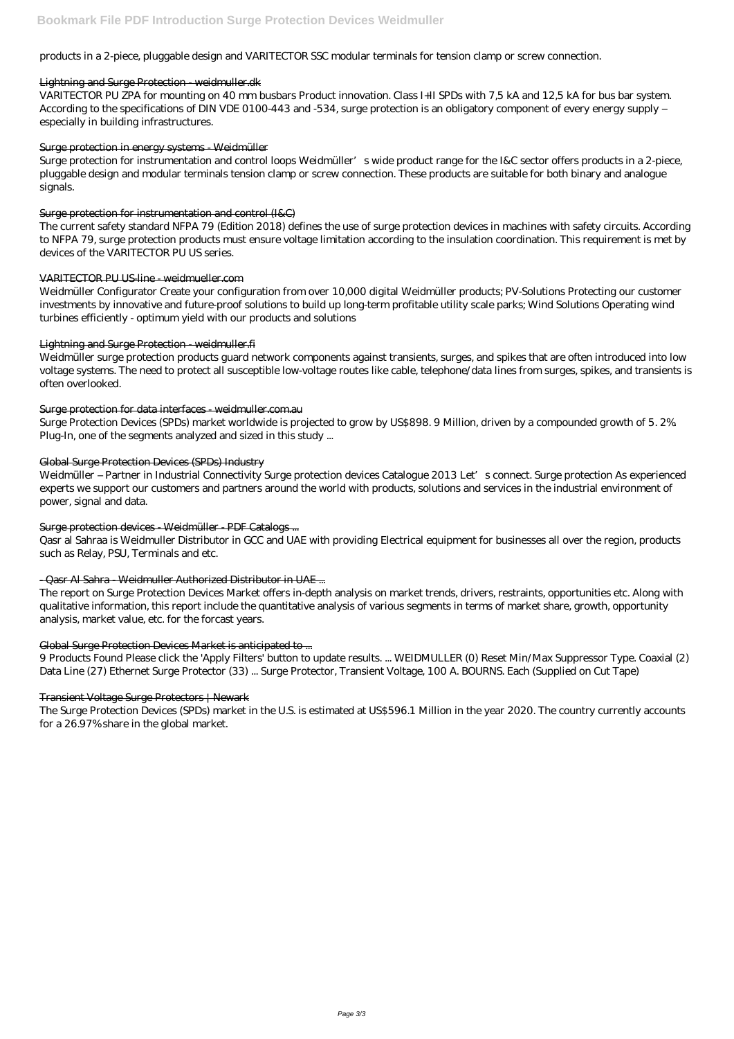products in a 2-piece, pluggable design and VARITECTOR SSC modular terminals for tension clamp or screw connection.

## Lightning and Surge Protection - weidmuller.dk

VARITECTOR PU ZPA for mounting on 40 mm busbars Product innovation. Class I+II SPDs with 7,5 kA and 12,5 kA for bus bar system. According to the specifications of DIN VDE 0100-443 and -534, surge protection is an obligatory component of every energy supply – especially in building infrastructures.

## Surge protection in energy systems - Weidmüller

Surge protection for instrumentation and control loops Weidmüller's wide product range for the I&C sector offers products in a 2-piece, pluggable design and modular terminals tension clamp or screw connection. These products are suitable for both binary and analogue signals.

## Surge protection for instrumentation and control (I&C)

The current safety standard NFPA 79 (Edition 2018) defines the use of surge protection devices in machines with safety circuits. According to NFPA 79, surge protection products must ensure voltage limitation according to the insulation coordination. This requirement is met by devices of the VARITECTOR PU US series.

## VARITECTOR PU US-line - weidmueller.com

Weidmüller Configurator Create your configuration from over 10,000 digital Weidmüller products; PV-Solutions Protecting our customer investments by innovative and future-proof solutions to build up long-term profitable utility scale parks; Wind Solutions Operating wind turbines efficiently - optimum yield with our products and solutions

## Lightning and Surge Protection - weidmuller.fi

Weidmüller surge protection products guard network components against transients, surges, and spikes that are often introduced into low voltage systems. The need to protect all susceptible low-voltage routes like cable, telephone/data lines from surges, spikes, and transients is often overlooked.

## Surge protection for data interfaces - weidmuller.com.au

Surge Protection Devices (SPDs) market worldwide is projected to grow by US$898. 9 Million, driven by a compounded growth of 5. 2%. Plug-In, one of the segments analyzed and sized in this study ...

## Global Surge Protection Devices (SPDs) Industry

Weidmüller – Partner in Industrial Connectivity Surge protection devices Catalogue 2013 Let's connect. Surge protection As experienced experts we support our customers and partners around the world with products, solutions and services in the industrial environment of power, signal and data.

## Surge protection devices - Weidmüller - PDF Catalogs ...

Qasr al Sahraa is Weidmuller Distributor in GCC and UAE with providing Electrical equipment for businesses all over the region, products such as Relay, PSU, Terminals and etc.

## - Qasr Al Sahra - Weidmuller Authorized Distributor in UAE ...

The report on Surge Protection Devices Market offers in-depth analysis on market trends, drivers, restraints, opportunities etc. Along with qualitative information, this report include the quantitative analysis of various segments in terms of market share, growth, opportunity analysis, market value, etc. for the forcast years.

## Global Surge Protection Devices Market is anticipated to ...

9 Products Found Please click the 'Apply Filters' button to update results. ... WEIDMULLER (0) Reset Min/Max Suppressor Type. Coaxial (2) Data Line (27) Ethernet Surge Protector (33) ... Surge Protector, Transient Voltage, 100 A. BOURNS. Each (Supplied on Cut Tape)

## Transient Voltage Surge Protectors | Newark

The Surge Protection Devices (SPDs) market in the U.S. is estimated at US$596.1 Million in the year 2020. The country currently accounts for a 26.97% share in the global market.